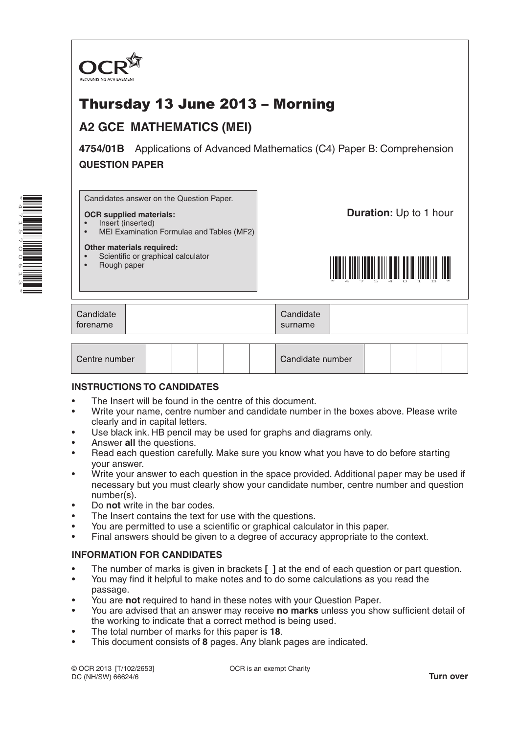OCR
RECOGNISING ACHIEVEMENT

# Thursday 13 June 2013 – Morning

## A2 GCE MATHEMATICS (MEI)

**4754/01B** Applications of Advanced Mathematics (C4) Paper B: Comprehension

**QUESTION PAPER**

Candidates answer on the Question Paper.

**OCR supplied materials:**
- Insert (inserted)
- MEI Examination Formulae and Tables (MF2)

**Other materials required:**
- Scientific or graphical calculator
- Rough paper

**Duration:** Up to 1 hour

| Candidate forename | | Candidate surname | |
|---|---|---|---|

| Centre number | | | | | | Candidate number | | | | |
|---|---|---|---|---|---|---|---|---|---|---|

### INSTRUCTIONS TO CANDIDATES

- The Insert will be found in the centre of this document.
- Write your name, centre number and candidate number in the boxes above. Please write clearly and in capital letters.
- Use black ink. HB pencil may be used for graphs and diagrams only.
- Answer **all** the questions.
- Read each question carefully. Make sure you know what you have to do before starting your answer.
- Write your answer to each question in the space provided. Additional paper may be used if necessary but you must clearly show your candidate number, centre number and question number(s).
- Do **not** write in the bar codes.
- The Insert contains the text for use with the questions.
- You are permitted to use a scientific or graphical calculator in this paper.
- Final answers should be given to a degree of accuracy appropriate to the context.

### INFORMATION FOR CANDIDATES

- The number of marks is given in brackets **[ ]** at the end of each question or part question.
- You may find it helpful to make notes and to do some calculations as you read the passage.
- You are **not** required to hand in these notes with your Question Paper.
- You are advised that an answer may receive **no marks** unless you show sufficient detail of the working to indicate that a correct method is being used.
- The total number of marks for this paper is **18**.
- This document consists of **8** pages. Any blank pages are indicated.

© OCR 2013 [T/102/2653]
DC (NH/SW) 66624/6

OCR is an exempt Charity

**Turn over**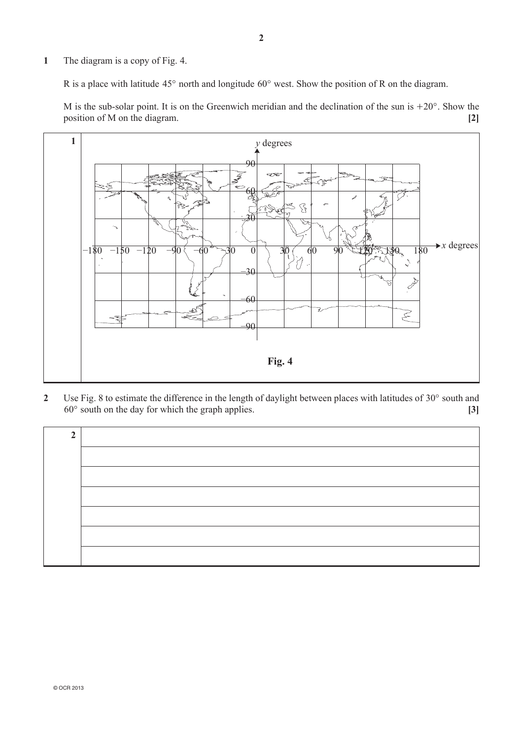**1** The diagram is a copy of Fig. 4.

R is a place with latitude 45° north and longitude 60° west. Show the position of R on the diagram.

M is the sub-solar point. It is on the Greenwich meridian and the declination of the sun is +20°. Show the position of M on the diagram. **[2]**

**1**

*y* degrees

90, 60, 30, 0, −30, −60, −90

−180 −150 −120 −90 −60 −30 0 30 60 90 120 150 180 *x* degrees

**Fig. 4**

**2** Use Fig. 8 to estimate the difference in the length of daylight between places with latitudes of 30° south and 60° south on the day for which the graph applies. **[3]**

**2**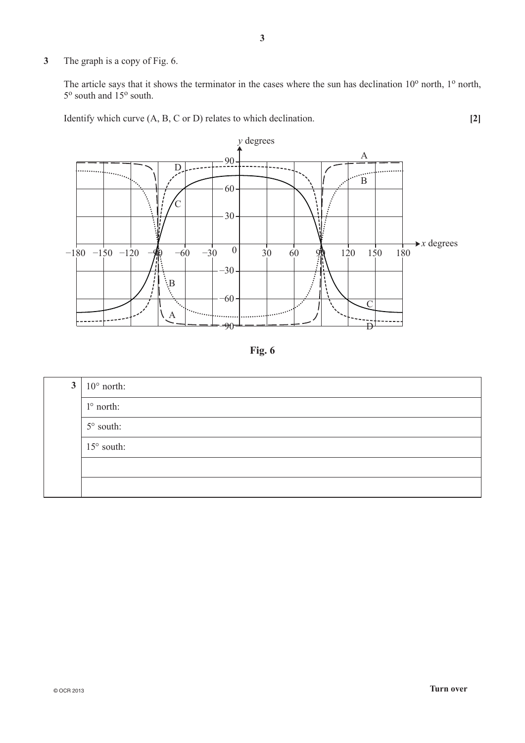**3** The graph is a copy of Fig. 6.

The article says that it shows the terminator in the cases where the sun has declination 10° north, 1° north, 5° south and 15° south.

Identify which curve (A, B, C or D) relates to which declination. **[2]**

**Fig. 6**

| 3 | 10° north: |
|---|---|
| | 1° north: |
| | 5° south: |
| | 15° south: |
| | |
| | |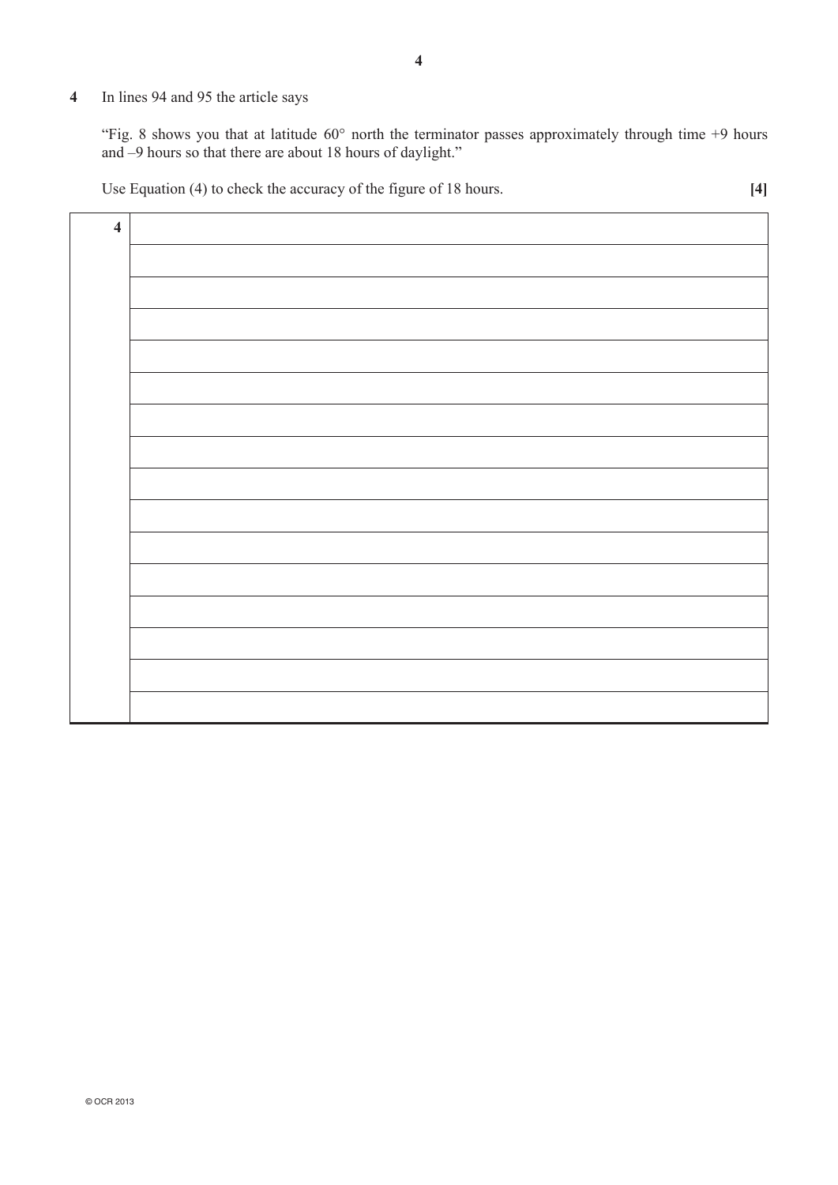**4** In lines 94 and 95 the article says

"Fig. 8 shows you that at latitude 60° north the terminator passes approximately through time +9 hours and –9 hours so that there are about 18 hours of daylight."

Use Equation (4) to check the accuracy of the figure of 18 hours. **[4]**

| **4** |
| --- |
| |
| |
| |
| |
| |
| |
| |
| |
| |
| |
| |
| |
| |
| |
| |

© OCR 2013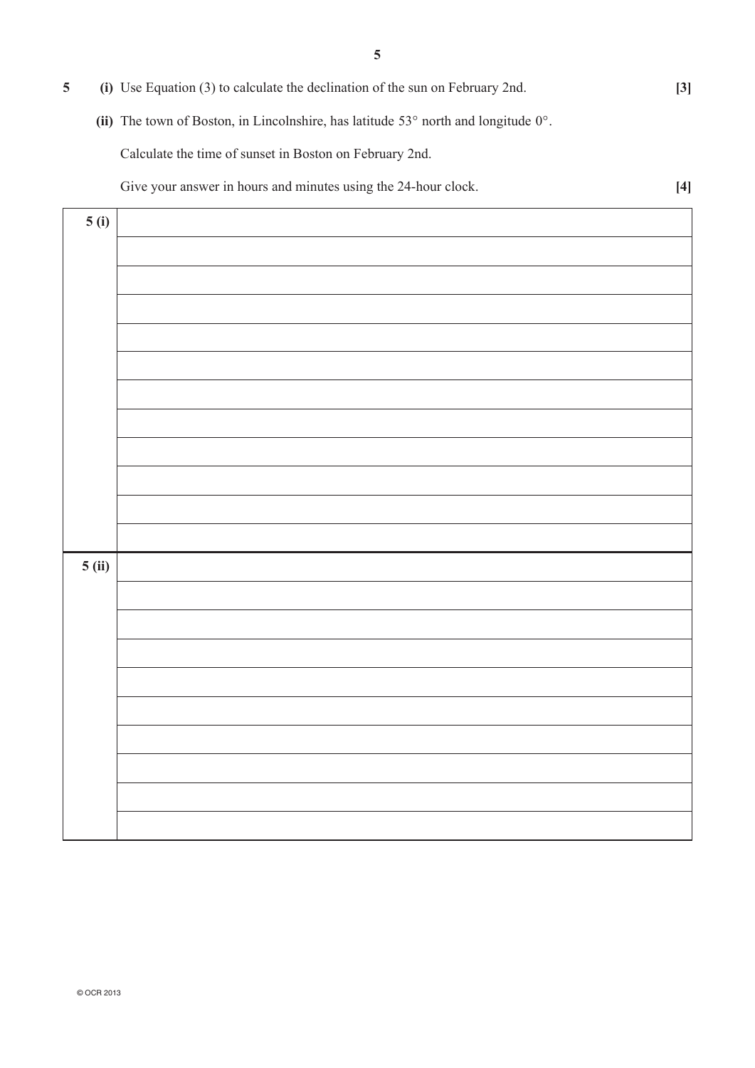**5** **(i)** Use Equation (3) to calculate the declination of the sun on February 2nd. **[3]**

**(ii)** The town of Boston, in Lincolnshire, has latitude 53° north and longitude 0°.

Calculate the time of sunset in Boston on February 2nd.

Give your answer in hours and minutes using the 24-hour clock. **[4]**

| | |
|---|---|
| **5 (i)** | |
| | |
| | |
| | |
| | |
| | |
| | |
| | |
| | |
| | |
| | |
| | |
| **5 (ii)** | |
| | |
| | |
| | |
| | |
| | |
| | |
| | |
| | |
| | |

© OCR 2013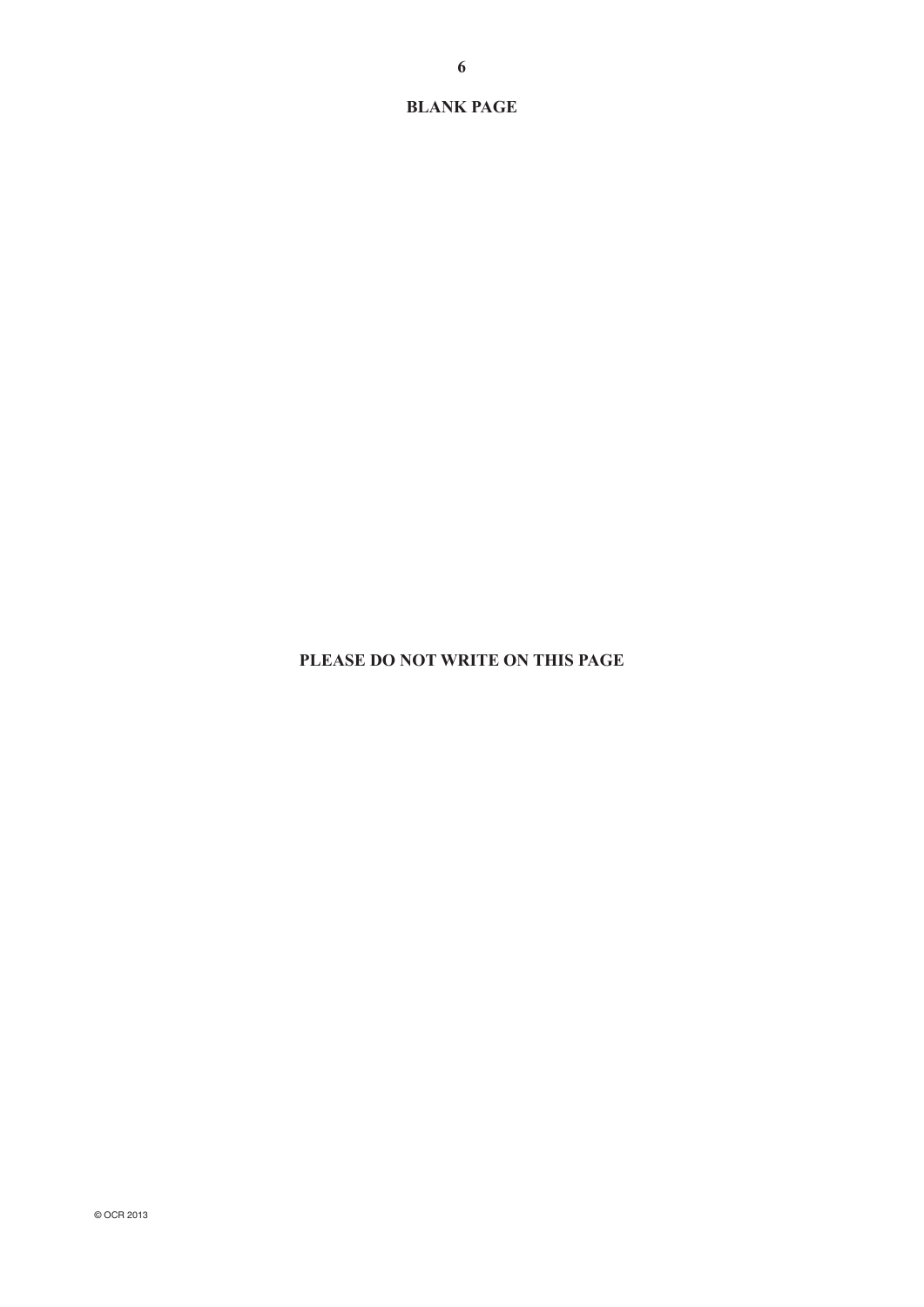**BLANK PAGE**

**PLEASE DO NOT WRITE ON THIS PAGE**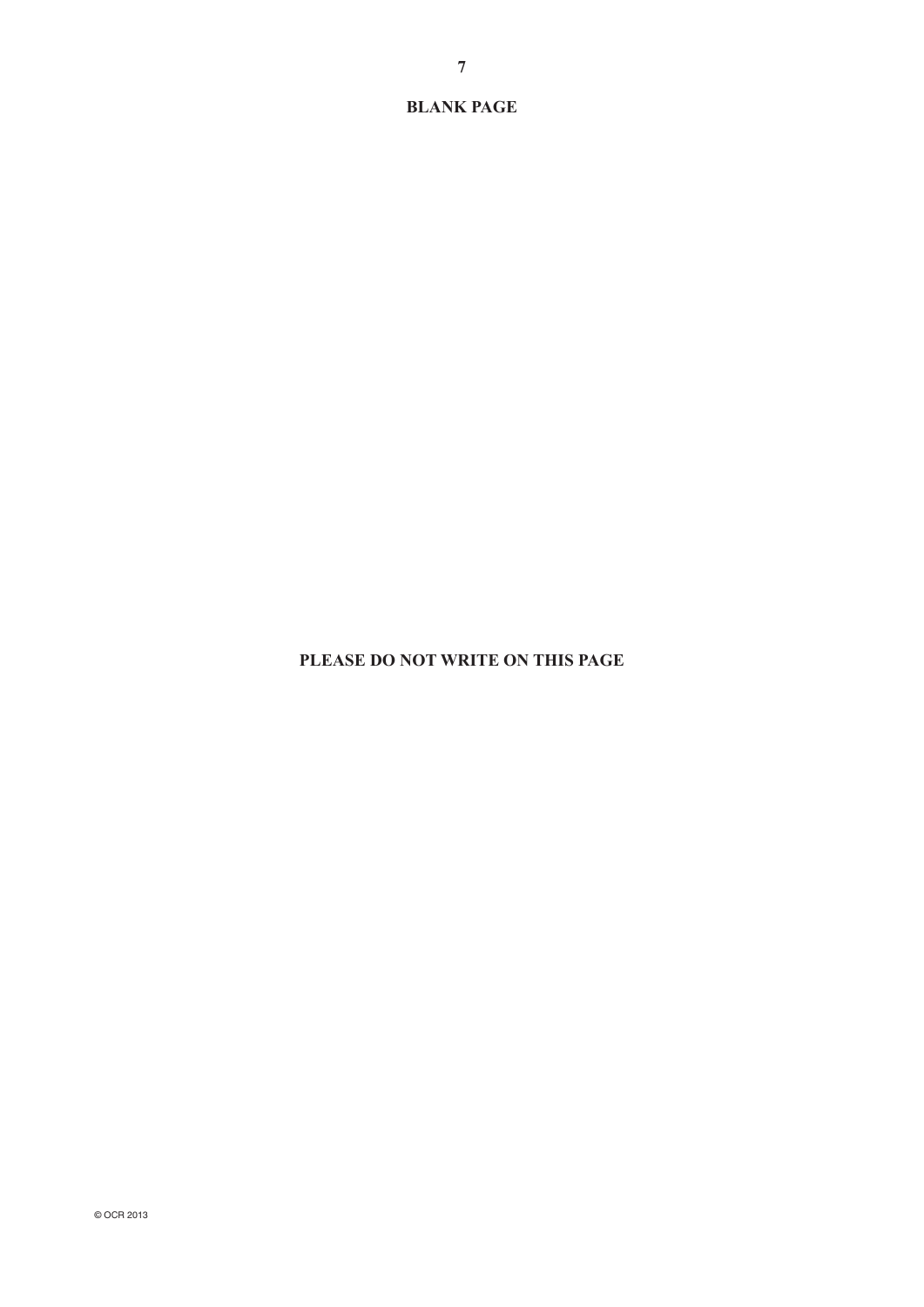**BLANK PAGE**

**PLEASE DO NOT WRITE ON THIS PAGE**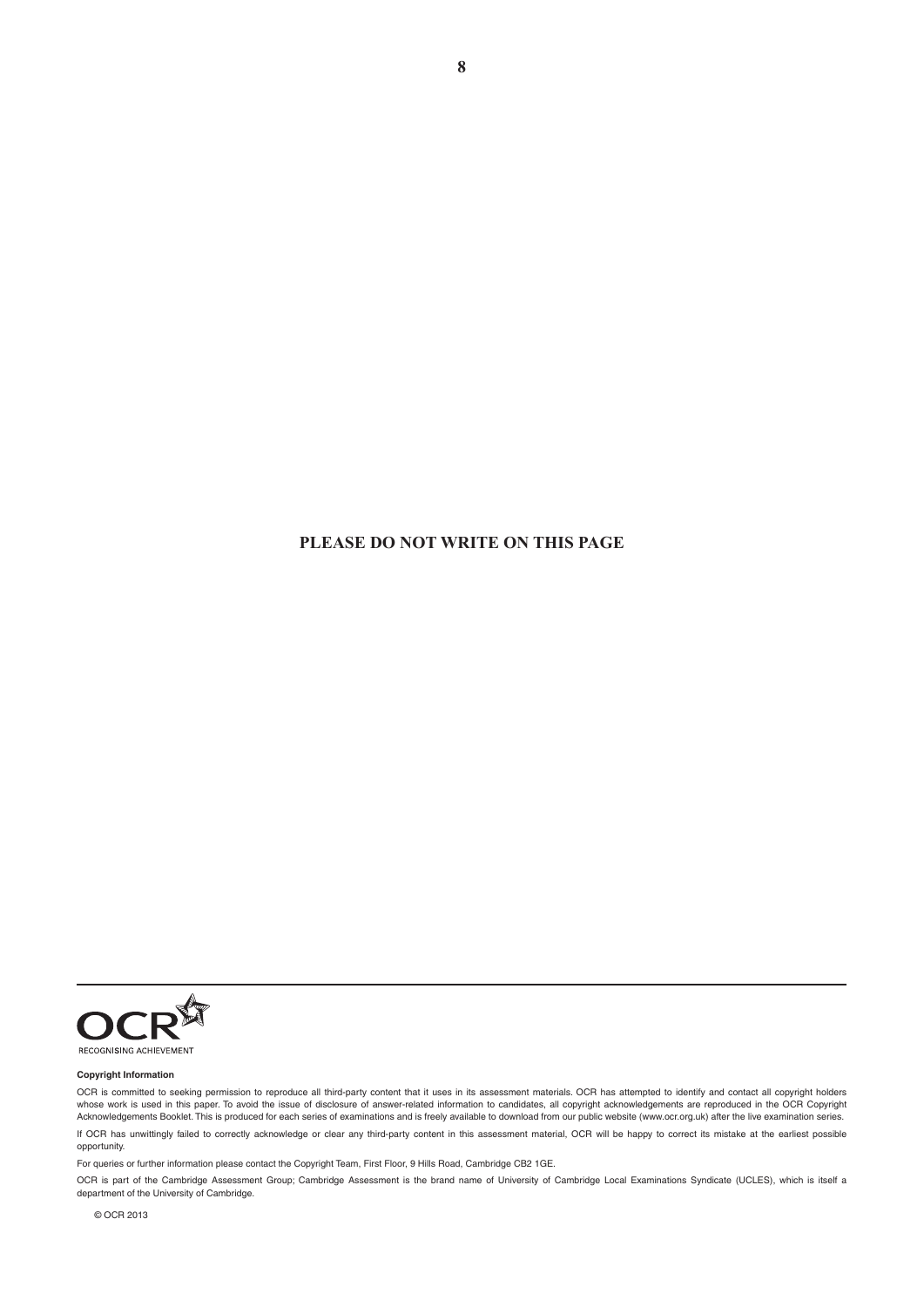**PLEASE DO NOT WRITE ON THIS PAGE**

OCR
RECOGNISING ACHIEVEMENT

**Copyright Information**

OCR is committed to seeking permission to reproduce all third-party content that it uses in its assessment materials. OCR has attempted to identify and contact all copyright holders whose work is used in this paper. To avoid the issue of disclosure of answer-related information to candidates, all copyright acknowledgements are reproduced in the OCR Copyright Acknowledgements Booklet. This is produced for each series of examinations and is freely available to download from our public website (www.ocr.org.uk) after the live examination series.

If OCR has unwittingly failed to correctly acknowledge or clear any third-party content in this assessment material, OCR will be happy to correct its mistake at the earliest possible opportunity.

For queries or further information please contact the Copyright Team, First Floor, 9 Hills Road, Cambridge CB2 1GE.

OCR is part of the Cambridge Assessment Group; Cambridge Assessment is the brand name of University of Cambridge Local Examinations Syndicate (UCLES), which is itself a department of the University of Cambridge.

© OCR 2013